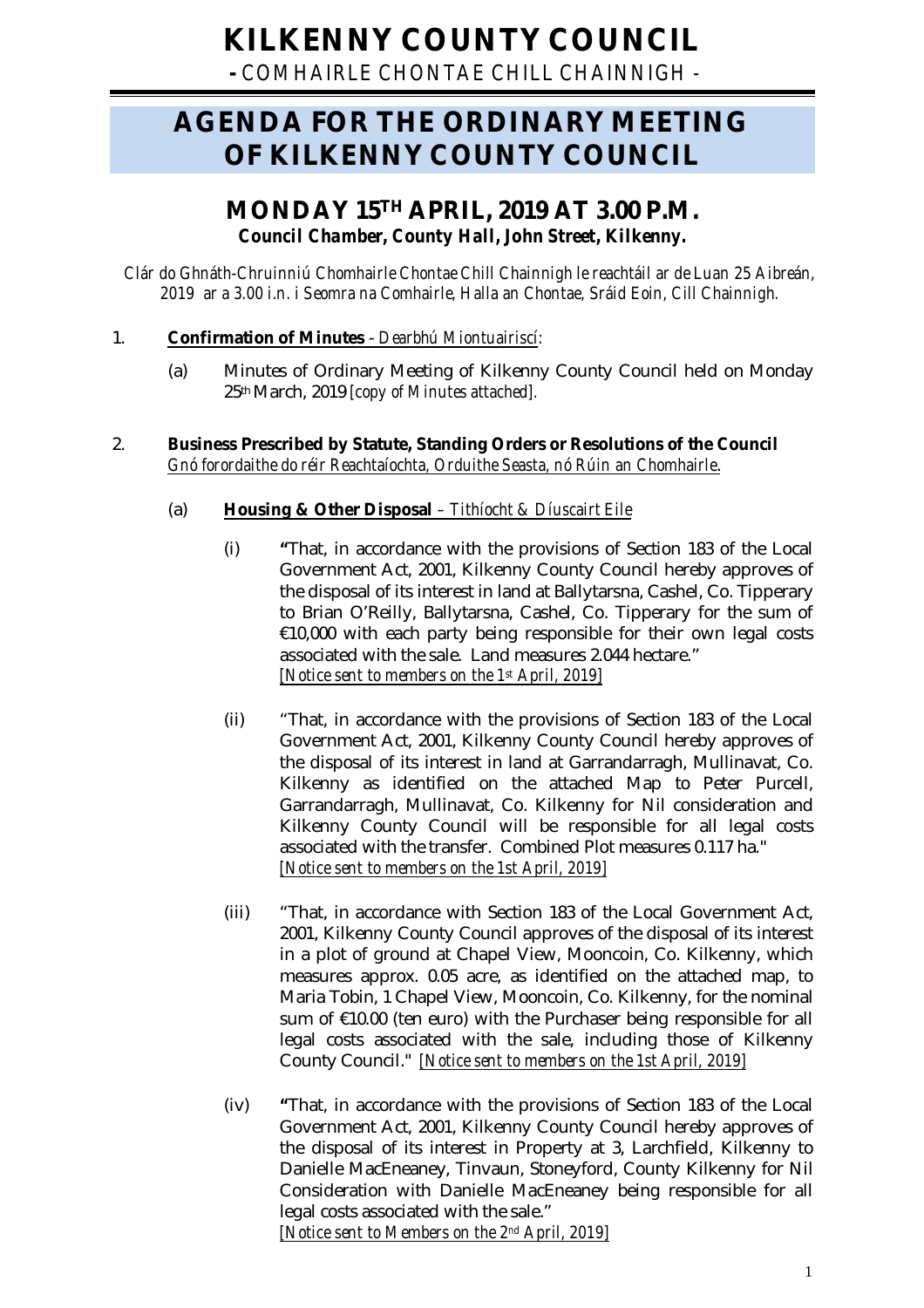# KILLKENNY COUNTY COUNCIL

**- COMHAIRLE CHONTAE CHILL CHAINNIGH -**

# AGENDA FOR THE ORDINARY MEETING OF KILKENNY COUNTY COUNCIL

## MONDAY 15TH APRIL, 2019 AT 3.00 P.M.

***Council Chamber, County Hall, John Street, Kilkenny.***

*Clár do Ghnáth-Chruinniú Chomhairle Chontae Chill Chainnigh le reachtáil ar de Luan 25 Aibreán, 2019 ar a 3.00 i.n. i Seomra na Comhairle, Halla an Chontae, Sráid Eoin, Cill Chainnigh.*

1. **Confirmation of Minutes** - *Dearbhú Miontuairiscí:*

   (a) Minutes of Ordinary Meeting of Kilkenny County Council held on Monday 25th March, 2019 *[copy of Minutes attached].*

2. **Business Prescribed by Statute, Standing Orders or Resolutions of the Council** *Gnó forordaithe do réir Reachtaíochta, Orduithe Seasta, nó Rúin an Chomhairle.*

   (a) **Housing & Other Disposal** – *Tithíocht & Díuscairt Eile*

   (i) **"**That, in accordance with the provisions of Section 183 of the Local Government Act, 2001, Kilkenny County Council hereby approves of the disposal of its interest in land at Ballytarsna, Cashel, Co. Tipperary to Brian O'Reilly, Ballytarsna, Cashel, Co. Tipperary for the sum of €10,000 with each party being responsible for their own legal costs associated with the sale. Land measures 2.044 hectare." *[Notice sent to members on the 1st April, 2019]*

   (ii) "That, in accordance with the provisions of Section 183 of the Local Government Act, 2001, Kilkenny County Council hereby approves of the disposal of its interest in land at Garrandarragh, Mullinavat, Co. Kilkenny as identified on the attached Map to Peter Purcell, Garrandarragh, Mullinavat, Co. Kilkenny for Nil consideration and Kilkenny County Council will be responsible for all legal costs associated with the transfer. Combined Plot measures 0.117 ha." *[Notice sent to members on the 1st April, 2019]*

   (iii) "That, in accordance with Section 183 of the Local Government Act, 2001, Kilkenny County Council approves of the disposal of its interest in a plot of ground at Chapel View, Mooncoin, Co. Kilkenny, which measures approx. 0.05 acre, as identified on the attached map, to Maria Tobin, 1 Chapel View, Mooncoin, Co. Kilkenny, for the nominal sum of €10.00 (ten euro) with the Purchaser being responsible for all legal costs associated with the sale, including those of Kilkenny County Council." *[Notice sent to members on the 1st April, 2019]*

   (iv) **"**That, in accordance with the provisions of Section 183 of the Local Government Act, 2001, Kilkenny County Council hereby approves of the disposal of its interest in Property at 3, Larchfield, Kilkenny to Danielle MacEneaney, Tinvaun, Stoneyford, County Kilkenny for Nil Consideration with Danielle MacEneaney being responsible for all legal costs associated with the sale." *[Notice sent to Members on the 2nd April, 2019]*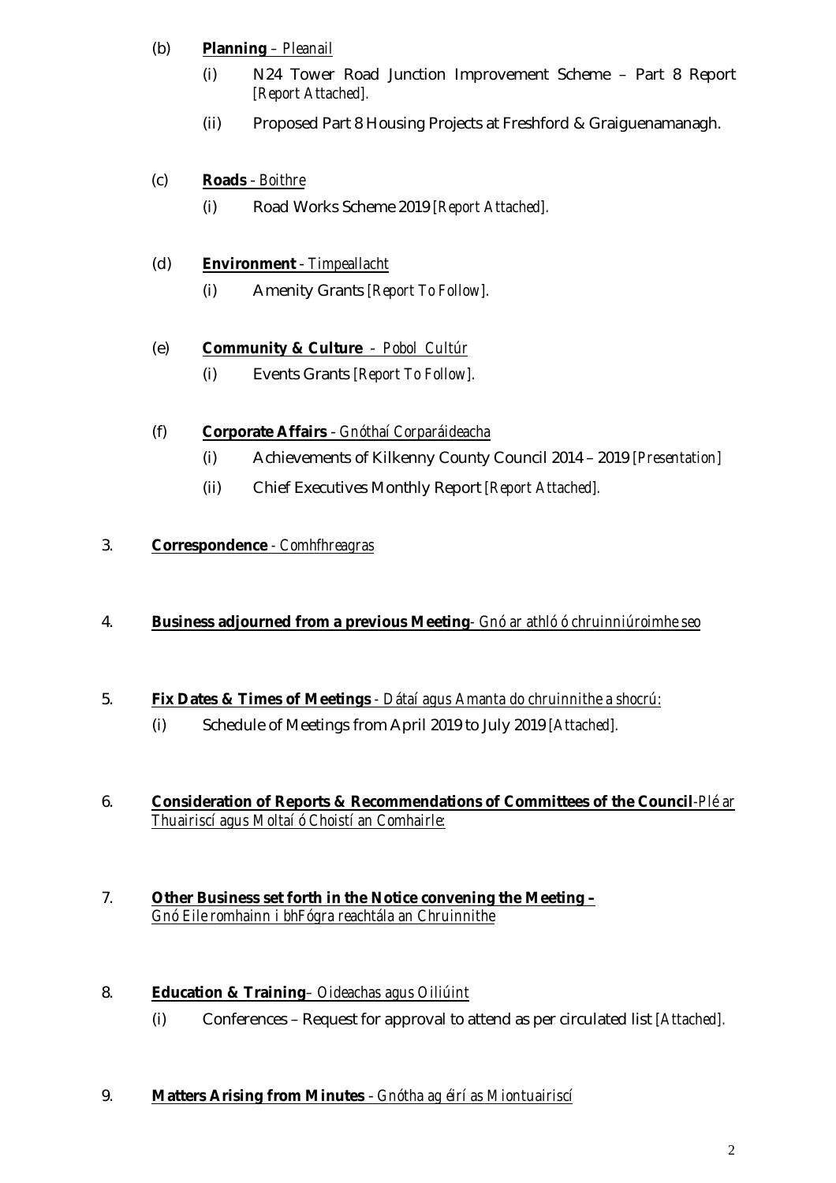(b) **Planning** – *Pleanail*

(i) N24 Tower Road Junction Improvement Scheme – Part 8 Report *[Report Attached].*

(ii) Proposed Part 8 Housing Projects at Freshford & Graiguenamanagh.

(c) **Roads** - *Boithre*

(i) Road Works Scheme 2019 *[Report Attached].*

(d) **Environment** - *Timpeallacht*

(i) Amenity Grants *[Report To Follow].*

(e) **Community & Culture** – *Pobol Cultúr*

(i) Events Grants *[Report To Follow].*

(f) **Corporate Affairs** - *Gnóthaí Corparáideacha*

(i) Achievements of Kilkenny County Council 2014 – 2019 *[Presentation]*

(ii) Chief Executives Monthly Report *[Report Attached].*

3. **Correspondence** - *Comhfhreagras*

4. **Business adjourned from a previous Meeting**- *Gnó ar athló ó chruinniúroimhe seo*

5. **Fix Dates & Times of Meetings** - *Dátaí agus Amanta do chruinnithe a shocrú:*

   (i) Schedule of Meetings from April 2019 to July 2019 *[Attached].*

6. **Consideration of Reports & Recommendations of Committees of the Council**-*Plé ar Thuairiscí agus Moltaí ó Choistí an Comhairle:*

7. **Other Business set forth in the Notice convening the Meeting –** *Gnó Eile romhainn i bhFógra reachtála an Chruinnithe*

8. **Education & Training**– *Oideachas agus Oiliúint*

   (i) Conferences – Request for approval to attend as per circulated list *[Attached].*

9. **Matters Arising from Minutes** - *Gnótha ag éirí as Miontuairiscí*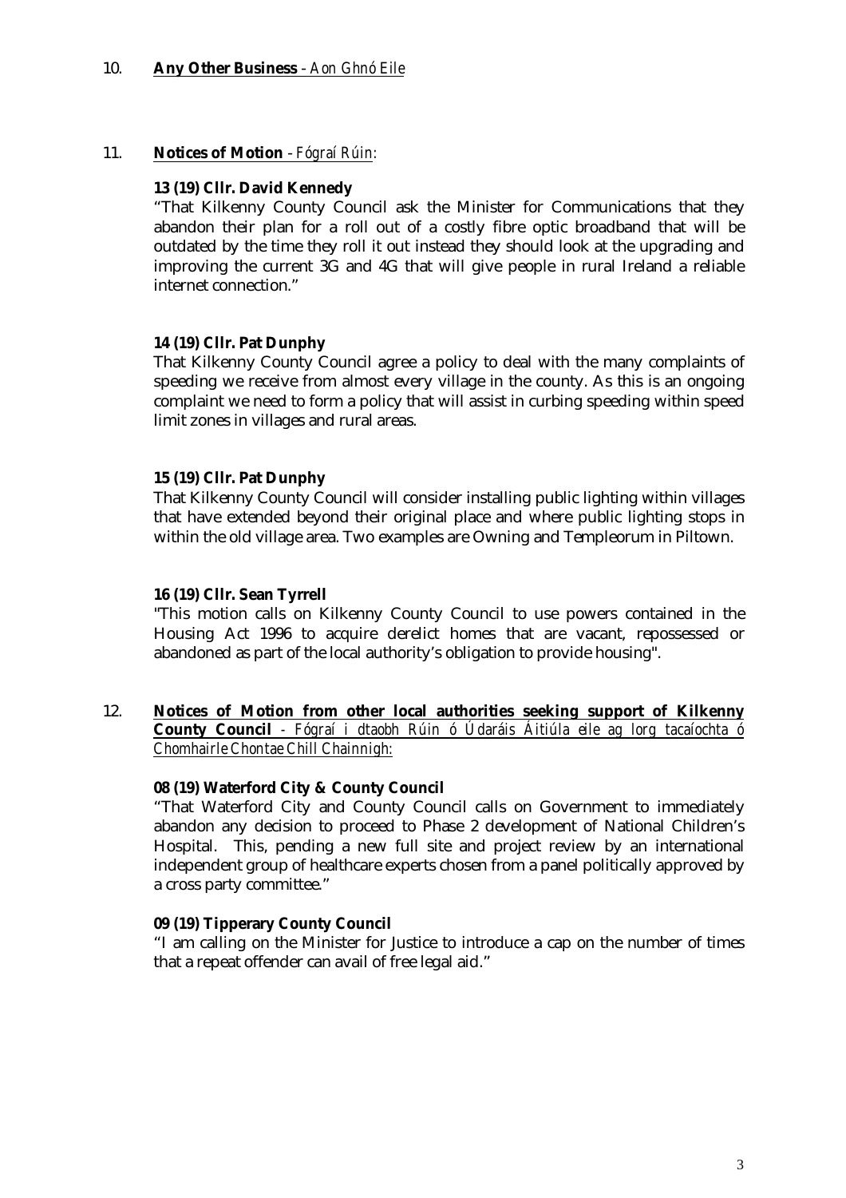10. **Any Other Business** - *Aon Ghnó Eile*

11. **Notices of Motion** - *Fógraí Rúin:*

**13 (19) Cllr. David Kennedy**

"That Kilkenny County Council ask the Minister for Communications that they abandon their plan for a roll out of a costly fibre optic broadband that will be outdated by the time they roll it out instead they should look at the upgrading and improving the current 3G and 4G that will give people in rural Ireland a reliable internet connection."

**14 (19) Cllr. Pat Dunphy**

That Kilkenny County Council agree a policy to deal with the many complaints of speeding we receive from almost every village in the county. As this is an ongoing complaint we need to form a policy that will assist in curbing speeding within speed limit zones in villages and rural areas.

**15 (19) Cllr. Pat Dunphy**

That Kilkenny County Council will consider installing public lighting within villages that have extended beyond their original place and where public lighting stops in within the old village area. Two examples are Owning and Templeorum in Piltown.

**16 (19) Cllr. Sean Tyrrell**

"This motion calls on Kilkenny County Council to use powers contained in the Housing Act 1996 to acquire derelict homes that are vacant, repossessed or abandoned as part of the local authority's obligation to provide housing".

12. **Notices of Motion from other local authorities seeking support of Kilkenny County Council** - *Fógraí i dtaobh Rúin ó Údaráis Áitiúla eile ag lorg tacaíochta ó Chomhairle Chontae Chill Chainnigh:*

**08 (19) Waterford City & County Council**

"That Waterford City and County Council calls on Government to immediately abandon any decision to proceed to Phase 2 development of National Children's Hospital. This, pending a new full site and project review by an international independent group of healthcare experts chosen from a panel politically approved by a cross party committee."

**09 (19) Tipperary County Council**

"I am calling on the Minister for Justice to introduce a cap on the number of times that a repeat offender can avail of free legal aid."